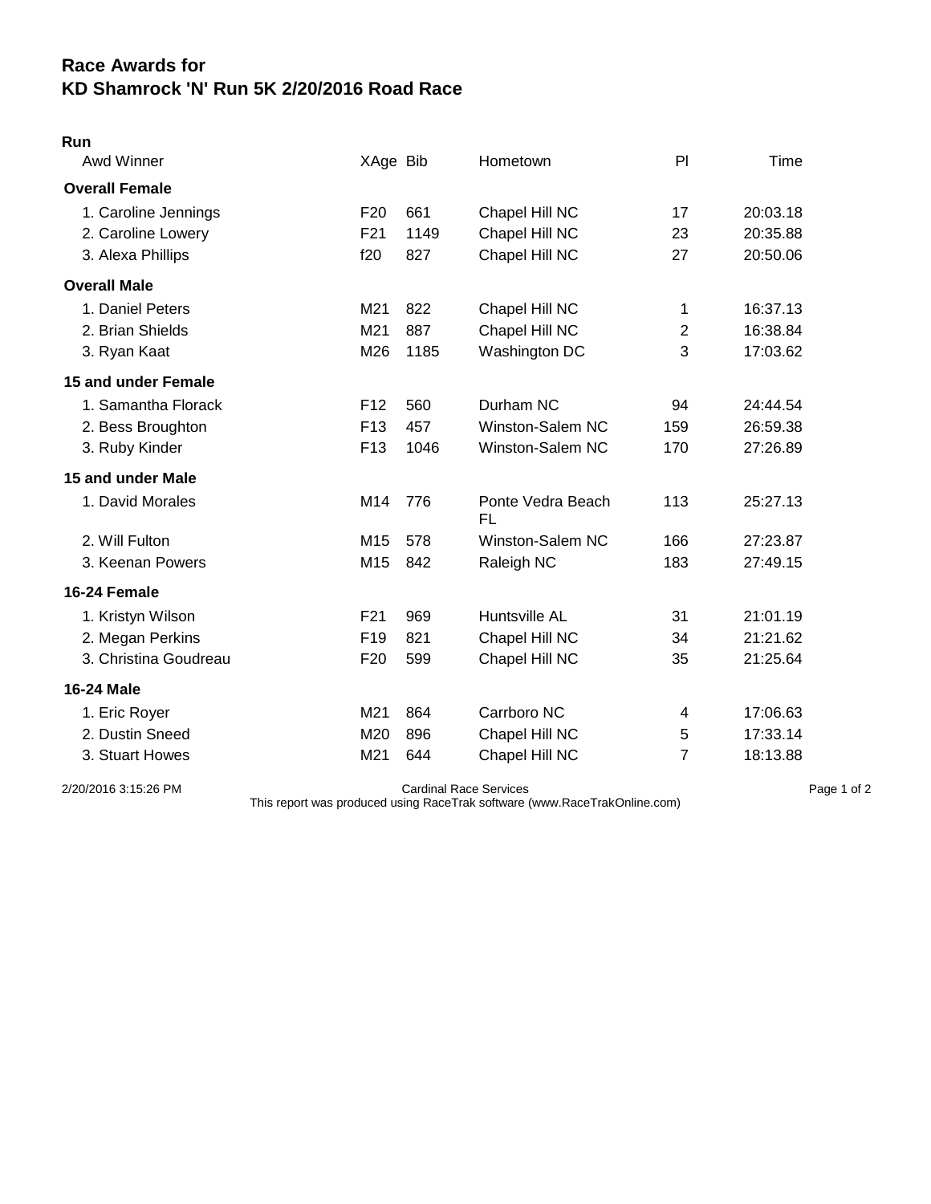# Race Awards for
# KD Shamrock 'N' Run 5K 2/20/2016 Road Race

**Run**

| Awd Winner | XAge | Bib | Hometown | Pl | Time |
|---|---|---|---|---|---|
| **Overall Female** | | | | | |
| 1. Caroline Jennings | F20 | 661 | Chapel Hill NC | 17 | 20:03.18 |
| 2. Caroline Lowery | F21 | 1149 | Chapel Hill NC | 23 | 20:35.88 |
| 3. Alexa Phillips | f20 | 827 | Chapel Hill NC | 27 | 20:50.06 |
| **Overall Male** | | | | | |
| 1. Daniel Peters | M21 | 822 | Chapel Hill NC | 1 | 16:37.13 |
| 2. Brian Shields | M21 | 887 | Chapel Hill NC | 2 | 16:38.84 |
| 3. Ryan Kaat | M26 | 1185 | Washington DC | 3 | 17:03.62 |
| **15 and under Female** | | | | | |
| 1. Samantha Florack | F12 | 560 | Durham NC | 94 | 24:44.54 |
| 2. Bess Broughton | F13 | 457 | Winston-Salem NC | 159 | 26:59.38 |
| 3. Ruby Kinder | F13 | 1046 | Winston-Salem NC | 170 | 27:26.89 |
| **15 and under Male** | | | | | |
| 1. David Morales | M14 | 776 | Ponte Vedra Beach FL | 113 | 25:27.13 |
| 2. Will Fulton | M15 | 578 | Winston-Salem NC | 166 | 27:23.87 |
| 3. Keenan Powers | M15 | 842 | Raleigh NC | 183 | 27:49.15 |
| **16-24 Female** | | | | | |
| 1. Kristyn Wilson | F21 | 969 | Huntsville AL | 31 | 21:01.19 |
| 2. Megan Perkins | F19 | 821 | Chapel Hill NC | 34 | 21:21.62 |
| 3. Christina Goudreau | F20 | 599 | Chapel Hill NC | 35 | 21:25.64 |
| **16-24 Male** | | | | | |
| 1. Eric Royer | M21 | 864 | Carrboro NC | 4 | 17:06.63 |
| 2. Dustin Sneed | M20 | 896 | Chapel Hill NC | 5 | 17:33.14 |
| 3. Stuart Howes | M21 | 644 | Chapel Hill NC | 7 | 18:13.88 |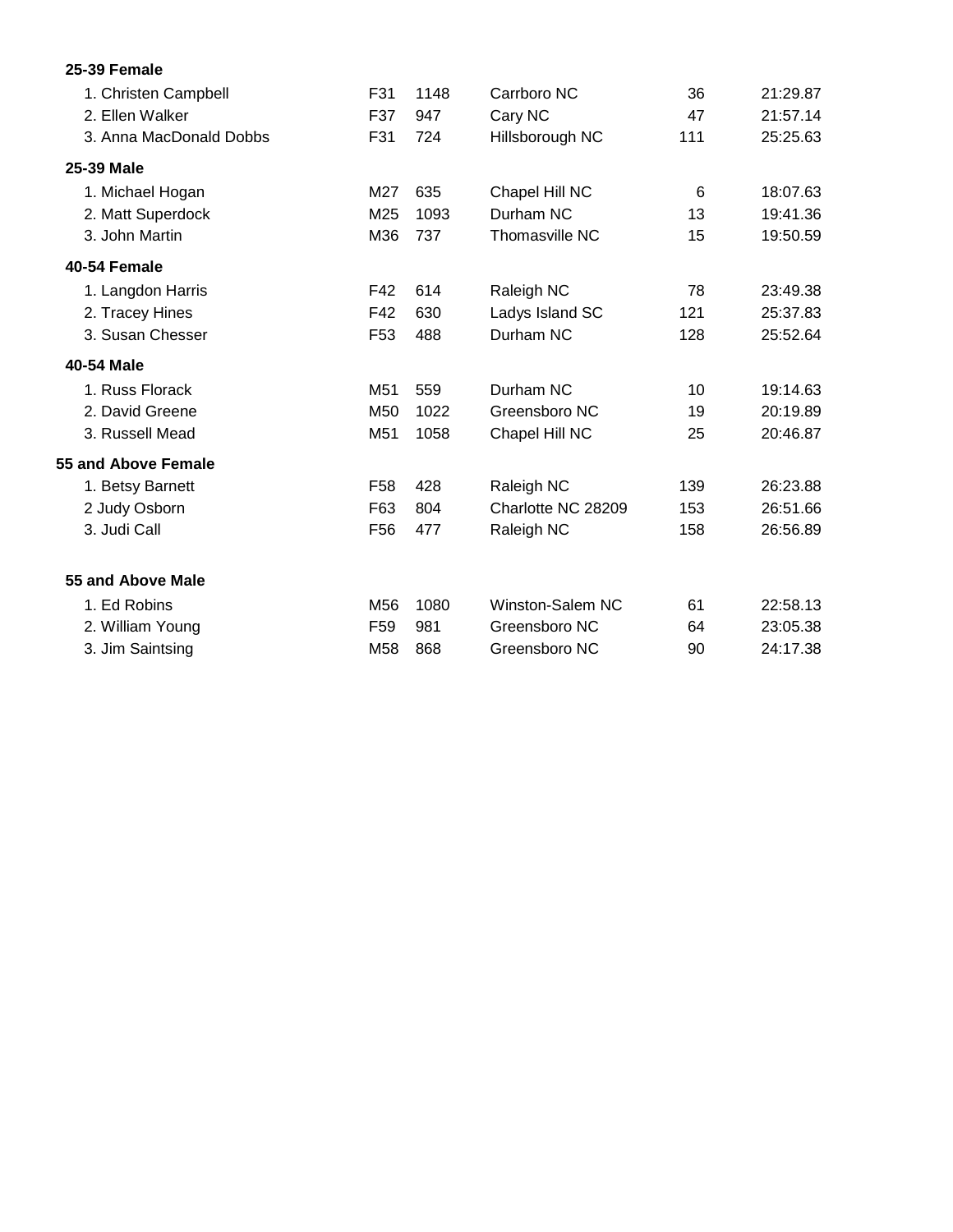**25-39 Female**

| | | | | | |
|---|---|---|---|---|---|
| 1. Christen Campbell | F31 | 1148 | Carrboro NC | 36 | 21:29.87 |
| 2. Ellen Walker | F37 | 947 | Cary NC | 47 | 21:57.14 |
| 3. Anna MacDonald Dobbs | F31 | 724 | Hillsborough NC | 111 | 25:25.63 |

**25-39 Male**

| | | | | | |
|---|---|---|---|---|---|
| 1. Michael Hogan | M27 | 635 | Chapel Hill NC | 6 | 18:07.63 |
| 2. Matt Superdock | M25 | 1093 | Durham NC | 13 | 19:41.36 |
| 3. John Martin | M36 | 737 | Thomasville NC | 15 | 19:50.59 |

**40-54 Female**

| | | | | | |
|---|---|---|---|---|---|
| 1. Langdon Harris | F42 | 614 | Raleigh NC | 78 | 23:49.38 |
| 2. Tracey Hines | F42 | 630 | Ladys Island SC | 121 | 25:37.83 |
| 3. Susan Chesser | F53 | 488 | Durham NC | 128 | 25:52.64 |

**40-54 Male**

| | | | | | |
|---|---|---|---|---|---|
| 1. Russ Florack | M51 | 559 | Durham NC | 10 | 19:14.63 |
| 2. David Greene | M50 | 1022 | Greensboro NC | 19 | 20:19.89 |
| 3. Russell Mead | M51 | 1058 | Chapel Hill NC | 25 | 20:46.87 |

**55 and Above Female**

| | | | | | |
|---|---|---|---|---|---|
| 1. Betsy Barnett | F58 | 428 | Raleigh NC | 139 | 26:23.88 |
| 2 Judy Osborn | F63 | 804 | Charlotte NC 28209 | 153 | 26:51.66 |
| 3. Judi Call | F56 | 477 | Raleigh NC | 158 | 26:56.89 |

**55 and Above Male**

| | | | | | |
|---|---|---|---|---|---|
| 1. Ed Robins | M56 | 1080 | Winston-Salem NC | 61 | 22:58.13 |
| 2. William Young | F59 | 981 | Greensboro NC | 64 | 23:05.38 |
| 3. Jim Saintsing | M58 | 868 | Greensboro NC | 90 | 24:17.38 |